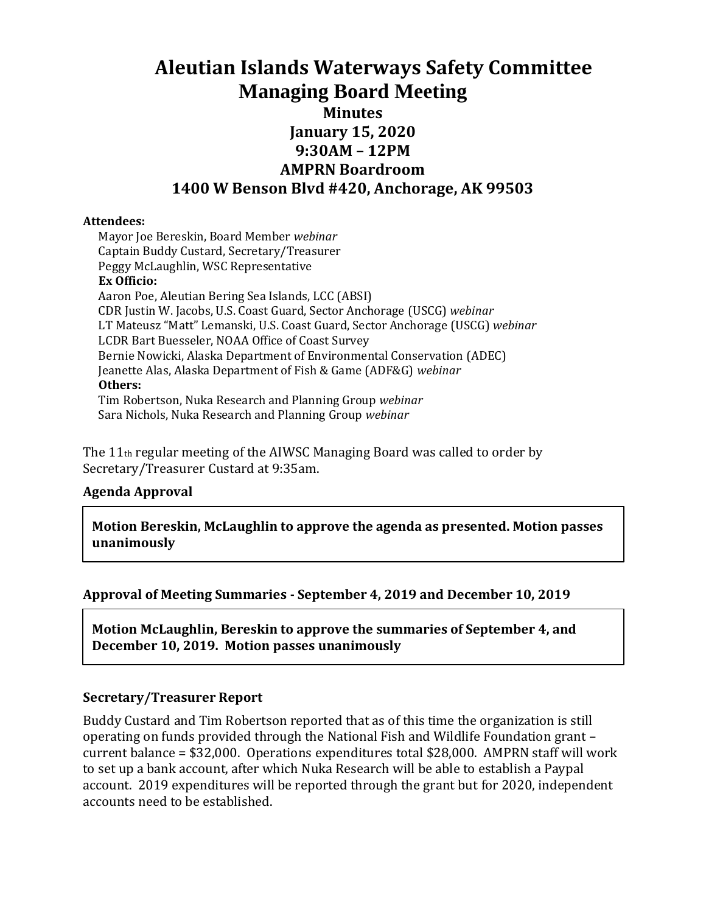# Aleutian Islands Waterways Safety Committee
# Managing Board Meeting

### Minutes
### January 15, 2020
### 9:30AM – 12PM
### AMPRN Boardroom
### 1400 W Benson Blvd #420, Anchorage, AK 99503

**Attendees:**

Mayor Joe Bereskin, Board Member *webinar*
Captain Buddy Custard, Secretary/Treasurer
Peggy McLaughlin, WSC Representative

**Ex Officio:**

Aaron Poe, Aleutian Bering Sea Islands, LCC (ABSI)
CDR Justin W. Jacobs, U.S. Coast Guard, Sector Anchorage (USCG) *webinar*
LT Mateusz "Matt" Lemanski, U.S. Coast Guard, Sector Anchorage (USCG) *webinar*
LCDR Bart Buesseler, NOAA Office of Coast Survey
Bernie Nowicki, Alaska Department of Environmental Conservation (ADEC)
Jeanette Alas, Alaska Department of Fish & Game (ADF&G) *webinar*

**Others:**

Tim Robertson, Nuka Research and Planning Group *webinar*
Sara Nichols, Nuka Research and Planning Group *webinar*

The 11th regular meeting of the AIWSC Managing Board was called to order by Secretary/Treasurer Custard at 9:35am.

**Agenda Approval**

**Motion Bereskin, McLaughlin to approve the agenda as presented. Motion passes unanimously**

**Approval of Meeting Summaries - September 4, 2019 and December 10, 2019**

**Motion McLaughlin, Bereskin to approve the summaries of September 4, and December 10, 2019. Motion passes unanimously**

**Secretary/Treasurer Report**

Buddy Custard and Tim Robertson reported that as of this time the organization is still operating on funds provided through the National Fish and Wildlife Foundation grant – current balance = $32,000. Operations expenditures total $28,000. AMPRN staff will work to set up a bank account, after which Nuka Research will be able to establish a Paypal account. 2019 expenditures will be reported through the grant but for 2020, independent accounts need to be established.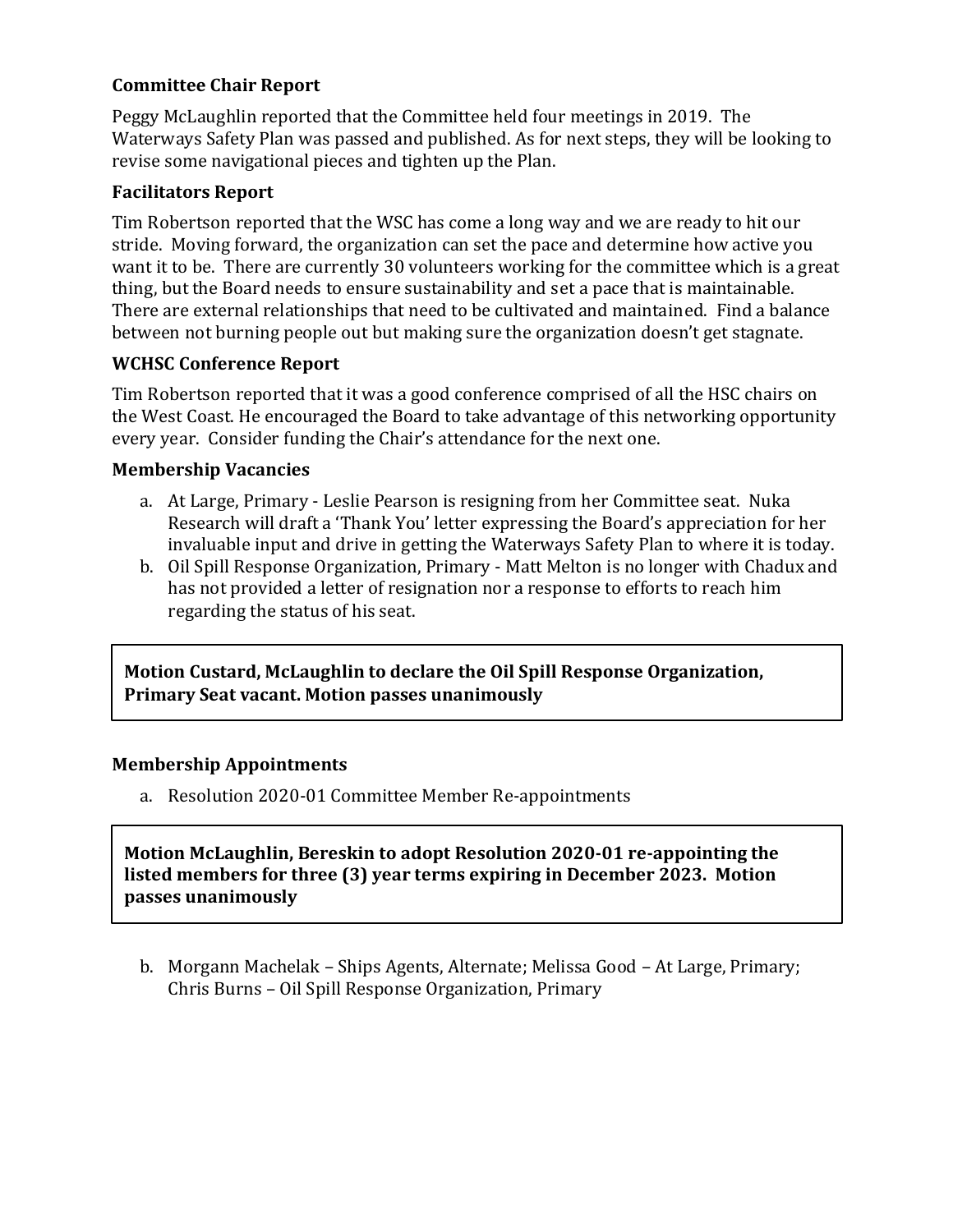**Committee Chair Report**

Peggy McLaughlin reported that the Committee held four meetings in 2019. The Waterways Safety Plan was passed and published. As for next steps, they will be looking to revise some navigational pieces and tighten up the Plan.

**Facilitators Report**

Tim Robertson reported that the WSC has come a long way and we are ready to hit our stride. Moving forward, the organization can set the pace and determine how active you want it to be. There are currently 30 volunteers working for the committee which is a great thing, but the Board needs to ensure sustainability and set a pace that is maintainable. There are external relationships that need to be cultivated and maintained. Find a balance between not burning people out but making sure the organization doesn't get stagnate.

**WCHSC Conference Report**

Tim Robertson reported that it was a good conference comprised of all the HSC chairs on the West Coast. He encouraged the Board to take advantage of this networking opportunity every year. Consider funding the Chair's attendance for the next one.

**Membership Vacancies**

a. At Large, Primary - Leslie Pearson is resigning from her Committee seat. Nuka Research will draft a 'Thank You' letter expressing the Board's appreciation for her invaluable input and drive in getting the Waterways Safety Plan to where it is today.
b. Oil Spill Response Organization, Primary - Matt Melton is no longer with Chadux and has not provided a letter of resignation nor a response to efforts to reach him regarding the status of his seat.

**Motion Custard, McLaughlin to declare the Oil Spill Response Organization, Primary Seat vacant. Motion passes unanimously**

**Membership Appointments**

a. Resolution 2020-01 Committee Member Re-appointments

**Motion McLaughlin, Bereskin to adopt Resolution 2020-01 re-appointing the listed members for three (3) year terms expiring in December 2023. Motion passes unanimously**

b. Morgann Machelak – Ships Agents, Alternate; Melissa Good – At Large, Primary; Chris Burns – Oil Spill Response Organization, Primary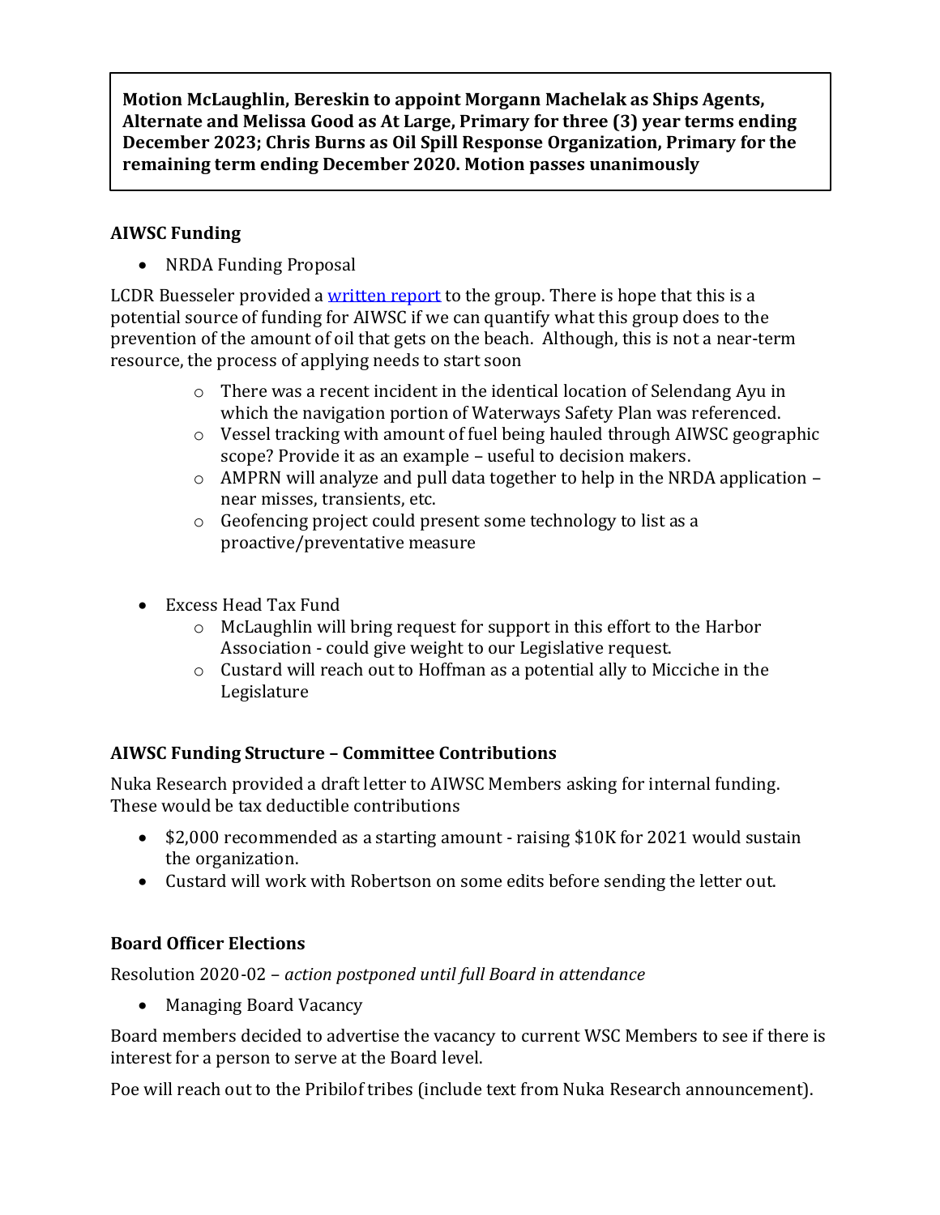**Motion McLaughlin, Bereskin to appoint Morgann Machelak as Ships Agents, Alternate and Melissa Good as At Large, Primary for three (3) year terms ending December 2023; Chris Burns as Oil Spill Response Organization, Primary for the remaining term ending December 2020. Motion passes unanimously**

### AIWSC Funding

- NRDA Funding Proposal

LCDR Buesseler provided a written report to the group. There is hope that this is a potential source of funding for AIWSC if we can quantify what this group does to the prevention of the amount of oil that gets on the beach. Although, this is not a near-term resource, the process of applying needs to start soon

  - There was a recent incident in the identical location of Selendang Ayu in which the navigation portion of Waterways Safety Plan was referenced.
  - Vessel tracking with amount of fuel being hauled through AIWSC geographic scope? Provide it as an example – useful to decision makers.
  - AMPRN will analyze and pull data together to help in the NRDA application – near misses, transients, etc.
  - Geofencing project could present some technology to list as a proactive/preventative measure

- Excess Head Tax Fund
  - McLaughlin will bring request for support in this effort to the Harbor Association - could give weight to our Legislative request.
  - Custard will reach out to Hoffman as a potential ally to Micciche in the Legislature

### AIWSC Funding Structure – Committee Contributions

Nuka Research provided a draft letter to AIWSC Members asking for internal funding. These would be tax deductible contributions

- $2,000 recommended as a starting amount - raising $10K for 2021 would sustain the organization.
- Custard will work with Robertson on some edits before sending the letter out.

### Board Officer Elections

Resolution 2020-02 – *action postponed until full Board in attendance*

- Managing Board Vacancy

Board members decided to advertise the vacancy to current WSC Members to see if there is interest for a person to serve at the Board level.

Poe will reach out to the Pribilof tribes (include text from Nuka Research announcement).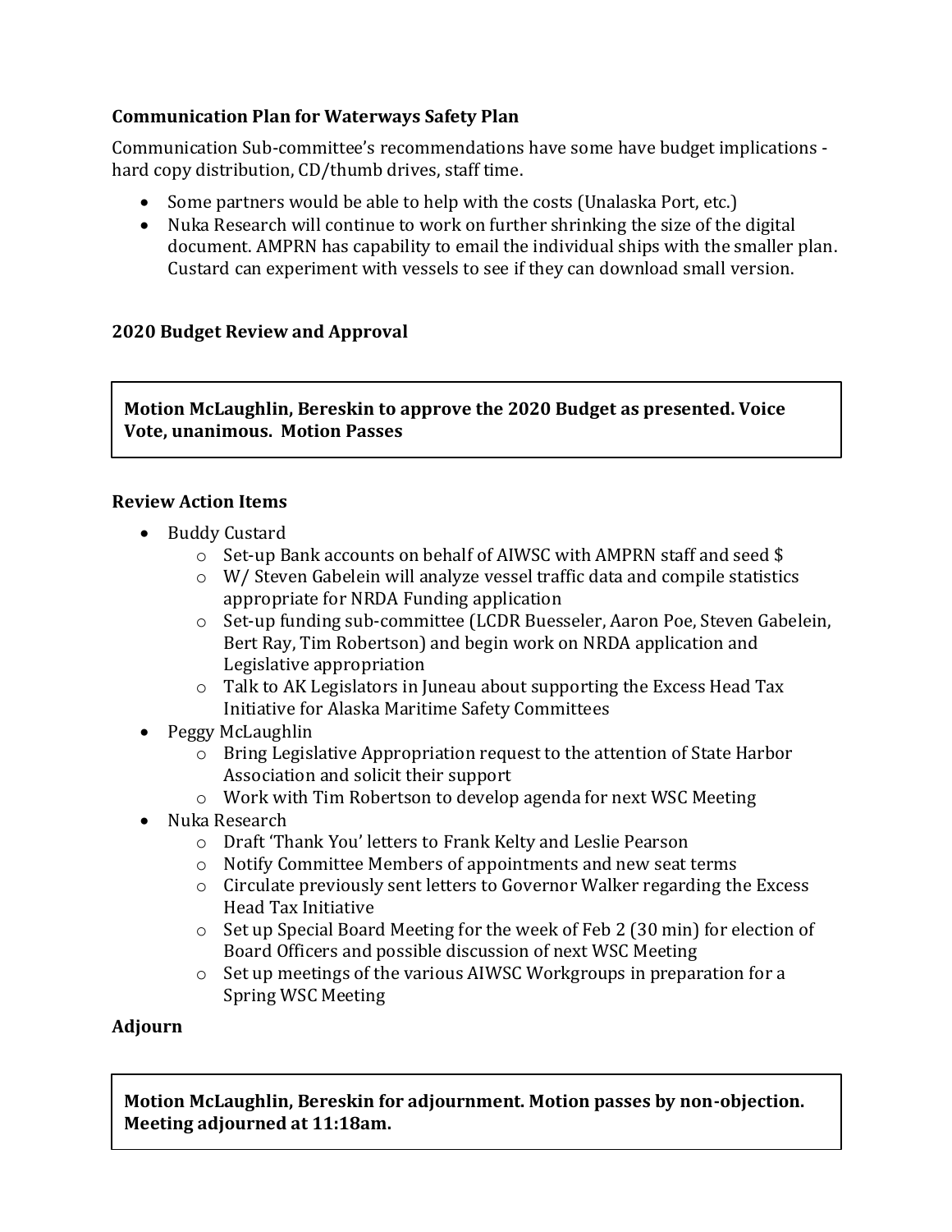**Communication Plan for Waterways Safety Plan**

Communication Sub-committee's recommendations have some have budget implications - hard copy distribution, CD/thumb drives, staff time.

- Some partners would be able to help with the costs (Unalaska Port, etc.)
- Nuka Research will continue to work on further shrinking the size of the digital document. AMPRN has capability to email the individual ships with the smaller plan. Custard can experiment with vessels to see if they can download small version.

**2020 Budget Review and Approval**

**Motion McLaughlin, Bereskin to approve the 2020 Budget as presented. Voice Vote, unanimous. Motion Passes**

**Review Action Items**

- Buddy Custard
  - Set-up Bank accounts on behalf of AIWSC with AMPRN staff and seed $
  - W/ Steven Gabelein will analyze vessel traffic data and compile statistics appropriate for NRDA Funding application
  - Set-up funding sub-committee (LCDR Buesseler, Aaron Poe, Steven Gabelein, Bert Ray, Tim Robertson) and begin work on NRDA application and Legislative appropriation
  - Talk to AK Legislators in Juneau about supporting the Excess Head Tax Initiative for Alaska Maritime Safety Committees
- Peggy McLaughlin
  - Bring Legislative Appropriation request to the attention of State Harbor Association and solicit their support
  - Work with Tim Robertson to develop agenda for next WSC Meeting
- Nuka Research
  - Draft 'Thank You' letters to Frank Kelty and Leslie Pearson
  - Notify Committee Members of appointments and new seat terms
  - Circulate previously sent letters to Governor Walker regarding the Excess Head Tax Initiative
  - Set up Special Board Meeting for the week of Feb 2 (30 min) for election of Board Officers and possible discussion of next WSC Meeting
  - Set up meetings of the various AIWSC Workgroups in preparation for a Spring WSC Meeting

**Adjourn**

**Motion McLaughlin, Bereskin for adjournment. Motion passes by non-objection. Meeting adjourned at 11:18am.**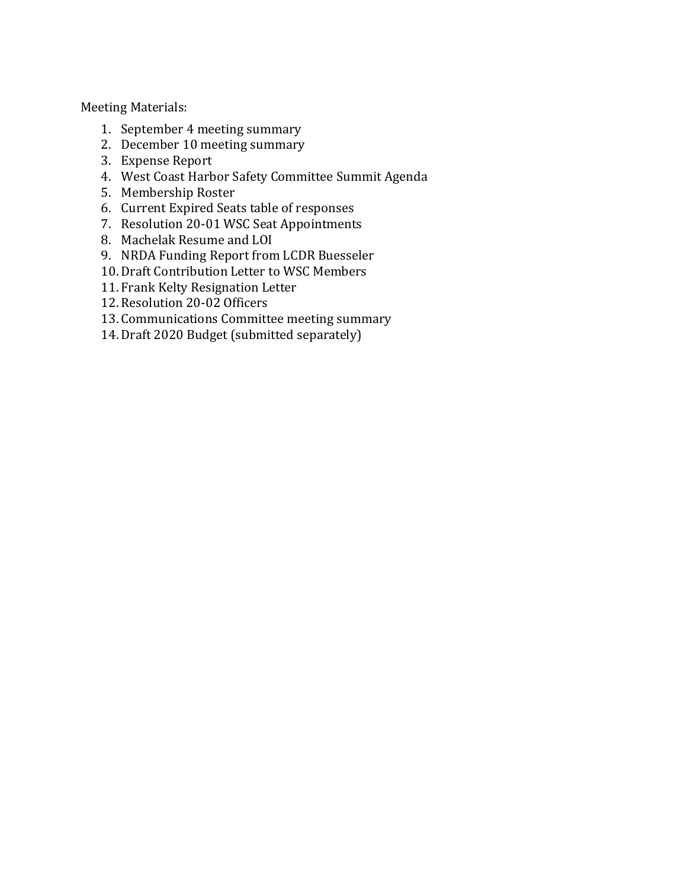Meeting Materials:

1. September 4 meeting summary
2. December 10 meeting summary
3. Expense Report
4. West Coast Harbor Safety Committee Summit Agenda
5. Membership Roster
6. Current Expired Seats table of responses
7. Resolution 20-01 WSC Seat Appointments
8. Machelak Resume and LOI
9. NRDA Funding Report from LCDR Buesseler
10. Draft Contribution Letter to WSC Members
11. Frank Kelty Resignation Letter
12. Resolution 20-02 Officers
13. Communications Committee meeting summary
14. Draft 2020 Budget (submitted separately)